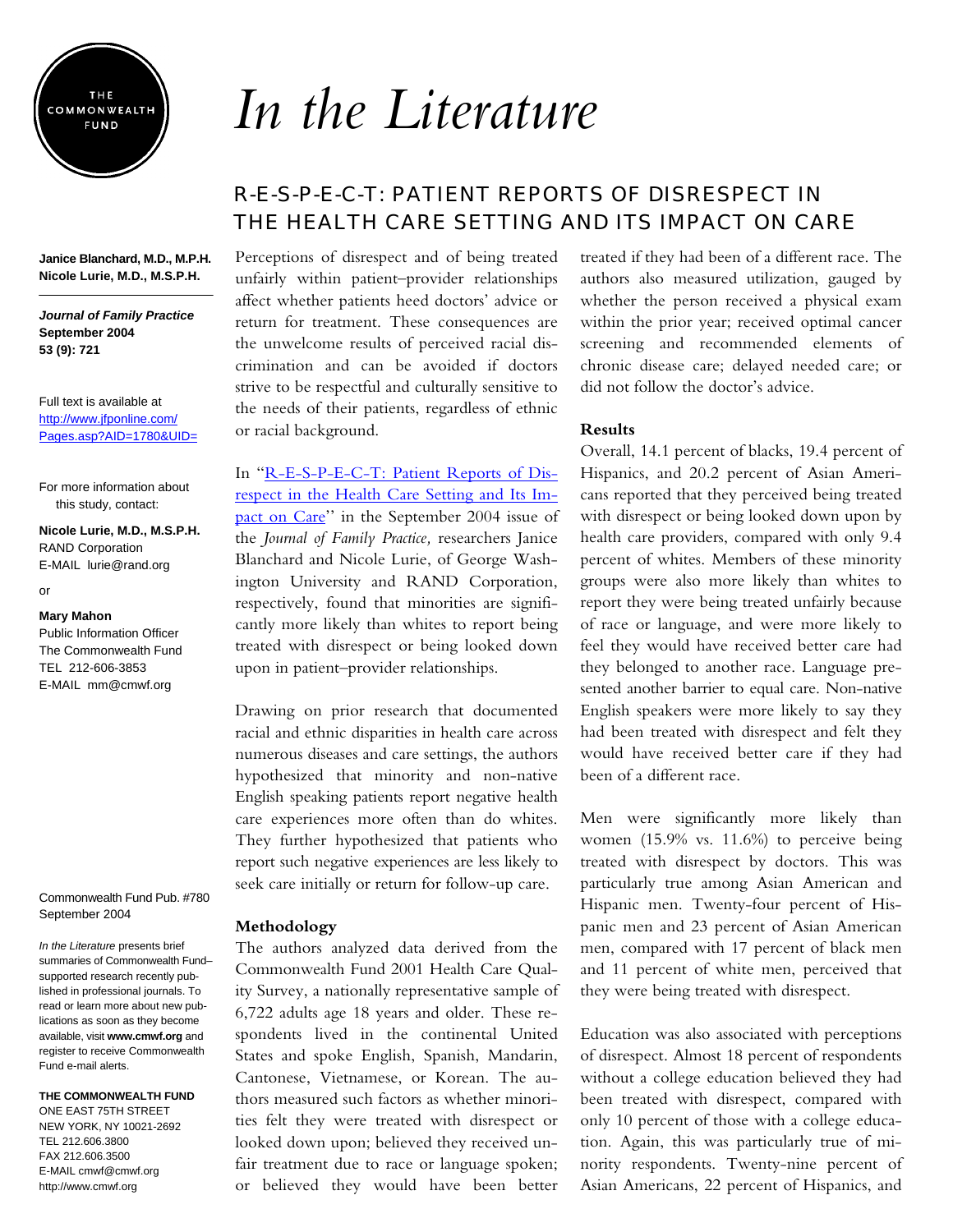THE COMMONWEALTH FUND

# In the Literature

## R-E-S-P-E-C-T: PATIENT REPORTS OF DISRESPECT IN THE HEALTH CARE SETTING AND ITS IMPACT ON CARE

**Janice Blanchard, M.D., M.P.H.**
**Nicole Lurie, M.D., M.S.P.H.**

***Journal of Family Practice***
**September 2004**
**53 (9): 721**

Full text is available at
http://www.jfponline.com/Pages.asp?AID=1780&UID=

For more information about this study, contact:

**Nicole Lurie, M.D., M.S.P.H.**
RAND Corporation
E-MAIL lurie@rand.org

or

**Mary Mahon**
Public Information Officer
The Commonwealth Fund
TEL 212-606-3853
E-MAIL mm@cmwf.org

Commonwealth Fund Pub. #780
September 2004

*In the Literature* presents brief summaries of Commonwealth Fund–supported research recently published in professional journals. To read or learn more about new publications as soon as they become available, visit **www.cmwf.org** and register to receive Commonwealth Fund e-mail alerts.

**THE COMMONWEALTH FUND**
ONE EAST 75TH STREET
NEW YORK, NY 10021-2692
TEL 212.606.3800
FAX 212.606.3500
E-MAIL cmwf@cmwf.org
http://www.cmwf.org

Perceptions of disrespect and of being treated unfairly within patient–provider relationships affect whether patients heed doctors' advice or return for treatment. These consequences are the unwelcome results of perceived racial discrimination and can be avoided if doctors strive to be respectful and culturally sensitive to the needs of their patients, regardless of ethnic or racial background.

In "R-E-S-P-E-C-T: Patient Reports of Disrespect in the Health Care Setting and Its Impact on Care" in the September 2004 issue of the *Journal of Family Practice,* researchers Janice Blanchard and Nicole Lurie, of George Washington University and RAND Corporation, respectively, found that minorities are significantly more likely than whites to report being treated with disrespect or being looked down upon in patient–provider relationships.

Drawing on prior research that documented racial and ethnic disparities in health care across numerous diseases and care settings, the authors hypothesized that minority and non-native English speaking patients report negative health care experiences more often than do whites. They further hypothesized that patients who report such negative experiences are less likely to seek care initially or return for follow-up care.

### Methodology

The authors analyzed data derived from the Commonwealth Fund 2001 Health Care Quality Survey, a nationally representative sample of 6,722 adults age 18 years and older. These respondents lived in the continental United States and spoke English, Spanish, Mandarin, Cantonese, Vietnamese, or Korean. The authors measured such factors as whether minorities felt they were treated with disrespect or looked down upon; believed they received unfair treatment due to race or language spoken; or believed they would have been better treated if they had been of a different race. The authors also measured utilization, gauged by whether the person received a physical exam within the prior year; received optimal cancer screening and recommended elements of chronic disease care; delayed needed care; or did not follow the doctor's advice.

### Results

Overall, 14.1 percent of blacks, 19.4 percent of Hispanics, and 20.2 percent of Asian Americans reported that they perceived being treated with disrespect or being looked down upon by health care providers, compared with only 9.4 percent of whites. Members of these minority groups were also more likely than whites to report they were being treated unfairly because of race or language, and were more likely to feel they would have received better care had they belonged to another race. Language presented another barrier to equal care. Non-native English speakers were more likely to say they had been treated with disrespect and felt they would have received better care if they had been of a different race.

Men were significantly more likely than women (15.9% vs. 11.6%) to perceive being treated with disrespect by doctors. This was particularly true among Asian American and Hispanic men. Twenty-four percent of Hispanic men and 23 percent of Asian American men, compared with 17 percent of black men and 11 percent of white men, perceived that they were being treated with disrespect.

Education was also associated with perceptions of disrespect. Almost 18 percent of respondents without a college education believed they had been treated with disrespect, compared with only 10 percent of those with a college education. Again, this was particularly true of minority respondents. Twenty-nine percent of Asian Americans, 22 percent of Hispanics, and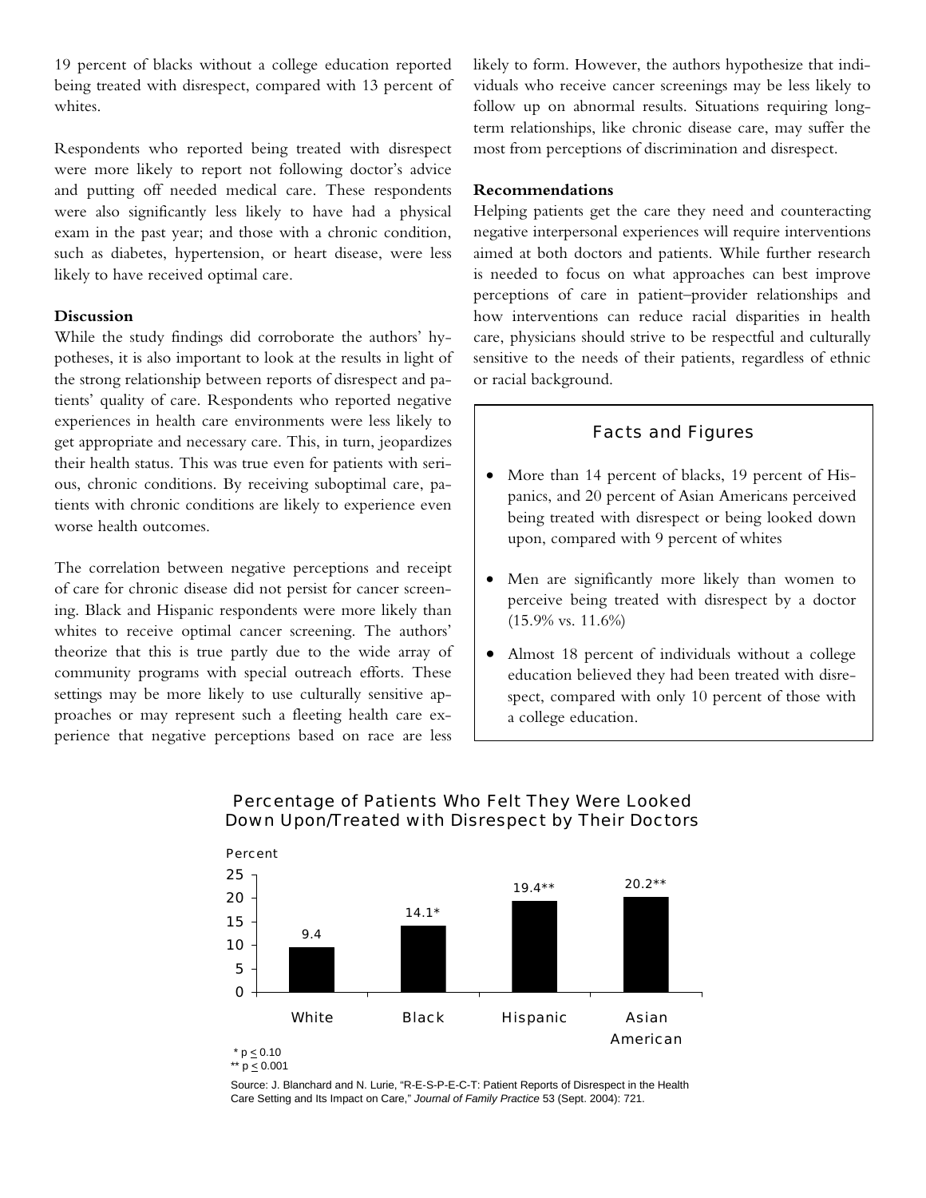19 percent of blacks without a college education reported being treated with disrespect, compared with 13 percent of whites.

Respondents who reported being treated with disrespect were more likely to report not following doctor's advice and putting off needed medical care. These respondents were also significantly less likely to have had a physical exam in the past year; and those with a chronic condition, such as diabetes, hypertension, or heart disease, were less likely to have received optimal care.

**Discussion**

While the study findings did corroborate the authors' hypotheses, it is also important to look at the results in light of the strong relationship between reports of disrespect and patients' quality of care. Respondents who reported negative experiences in health care environments were less likely to get appropriate and necessary care. This, in turn, jeopardizes their health status. This was true even for patients with serious, chronic conditions. By receiving suboptimal care, patients with chronic conditions are likely to experience even worse health outcomes.

The correlation between negative perceptions and receipt of care for chronic disease did not persist for cancer screening. Black and Hispanic respondents were more likely than whites to receive optimal cancer screening. The authors' theorize that this is true partly due to the wide array of community programs with special outreach efforts. These settings may be more likely to use culturally sensitive approaches or may represent such a fleeting health care experience that negative perceptions based on race are less likely to form. However, the authors hypothesize that individuals who receive cancer screenings may be less likely to follow up on abnormal results. Situations requiring long-term relationships, like chronic disease care, may suffer the most from perceptions of discrimination and disrespect.

**Recommendations**

Helping patients get the care they need and counteracting negative interpersonal experiences will require interventions aimed at both doctors and patients. While further research is needed to focus on what approaches can best improve perceptions of care in patient–provider relationships and how interventions can reduce racial disparities in health care, physicians should strive to be respectful and culturally sensitive to the needs of their patients, regardless of ethnic or racial background.

### Facts and Figures

- More than 14 percent of blacks, 19 percent of Hispanics, and 20 percent of Asian Americans perceived being treated with disrespect or being looked down upon, compared with 9 percent of whites
- Men are significantly more likely than women to perceive being treated with disrespect by a doctor (15.9% vs. 11.6%)
- Almost 18 percent of individuals without a college education believed they had been treated with disrespect, compared with only 10 percent of those with a college education.

### Percentage of Patients Who Felt They Were Looked Down Upon/Treated with Disrespect by Their Doctors

Percent

25
20
15
10
5
0

White: 9.4
Black: 14.1*
Hispanic: 19.4**
Asian American: 20.2**

\* $p \leq 0.10$
\*\* $p \leq 0.001$

Source: J. Blanchard and N. Lurie, "R-E-S-P-E-C-T: Patient Reports of Disrespect in the Health Care Setting and Its Impact on Care," *Journal of Family Practice* 53 (Sept. 2004): 721.